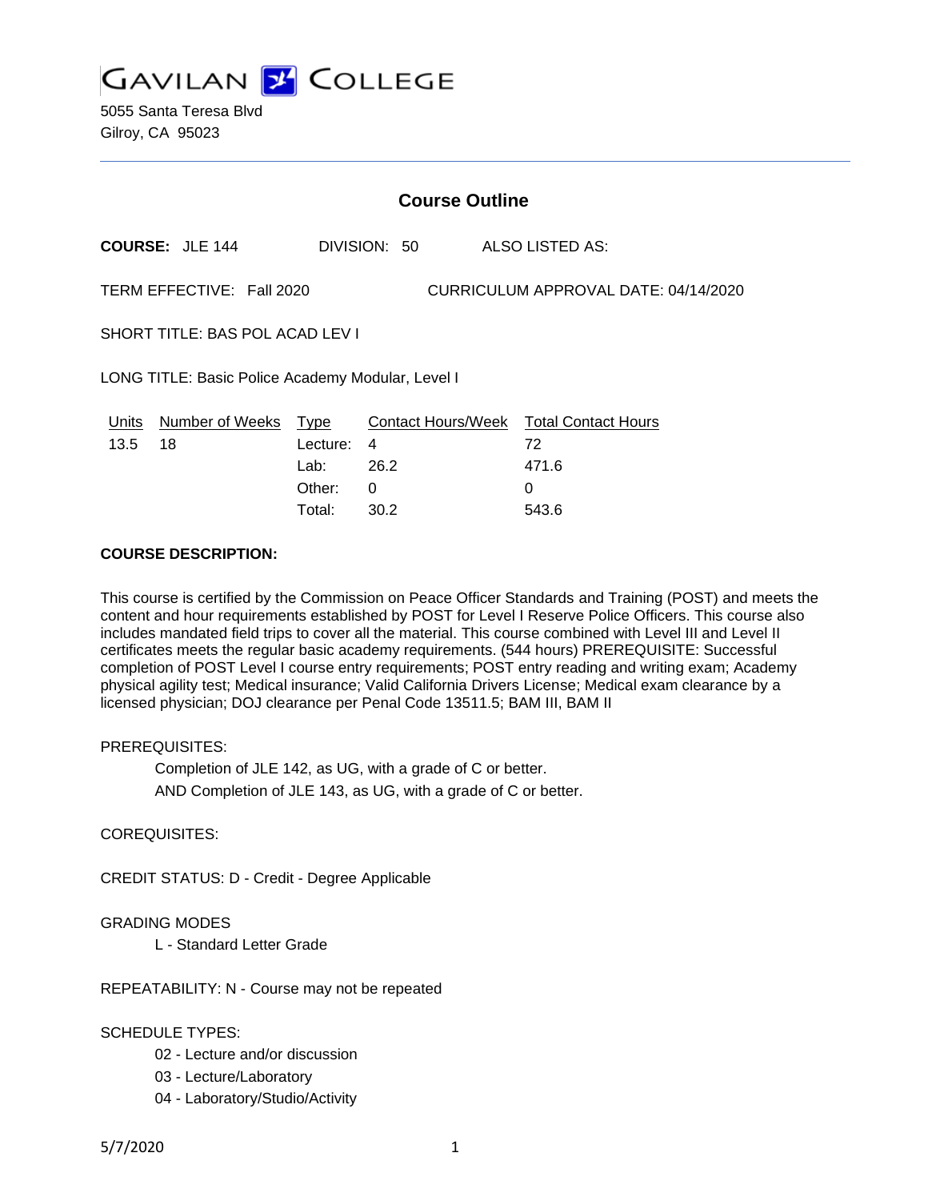# GAVILAN COLLEGE

5055 Santa Teresa Blvd
Gilroy, CA 95023

## Course Outline

**COURSE:** JLE 144 DIVISION: 50 ALSO LISTED AS:

TERM EFFECTIVE: Fall 2020 CURRICULUM APPROVAL DATE: 04/14/2020

SHORT TITLE: BAS POL ACAD LEV I

LONG TITLE: Basic Police Academy Modular, Level I

| Units | Number of Weeks | Type | Contact Hours/Week | Total Contact Hours |
|---|---|---|---|---|
| 13.5 | 18 | Lecture: | 4 | 72 |
| | | Lab: | 26.2 | 471.6 |
| | | Other: | 0 | 0 |
| | | Total: | 30.2 | 543.6 |

**COURSE DESCRIPTION:**

This course is certified by the Commission on Peace Officer Standards and Training (POST) and meets the content and hour requirements established by POST for Level I Reserve Police Officers. This course also includes mandated field trips to cover all the material. This course combined with Level III and Level II certificates meets the regular basic academy requirements. (544 hours) PREREQUISITE: Successful completion of POST Level I course entry requirements; POST entry reading and writing exam; Academy physical agility test; Medical insurance; Valid California Drivers License; Medical exam clearance by a licensed physician; DOJ clearance per Penal Code 13511.5; BAM III, BAM II

PREREQUISITES:

Completion of JLE 142, as UG, with a grade of C or better.

AND Completion of JLE 143, as UG, with a grade of C or better.

COREQUISITES:

CREDIT STATUS: D - Credit - Degree Applicable

GRADING MODES

L - Standard Letter Grade

REPEATABILITY: N - Course may not be repeated

SCHEDULE TYPES:

02 - Lecture and/or discussion

03 - Lecture/Laboratory

04 - Laboratory/Studio/Activity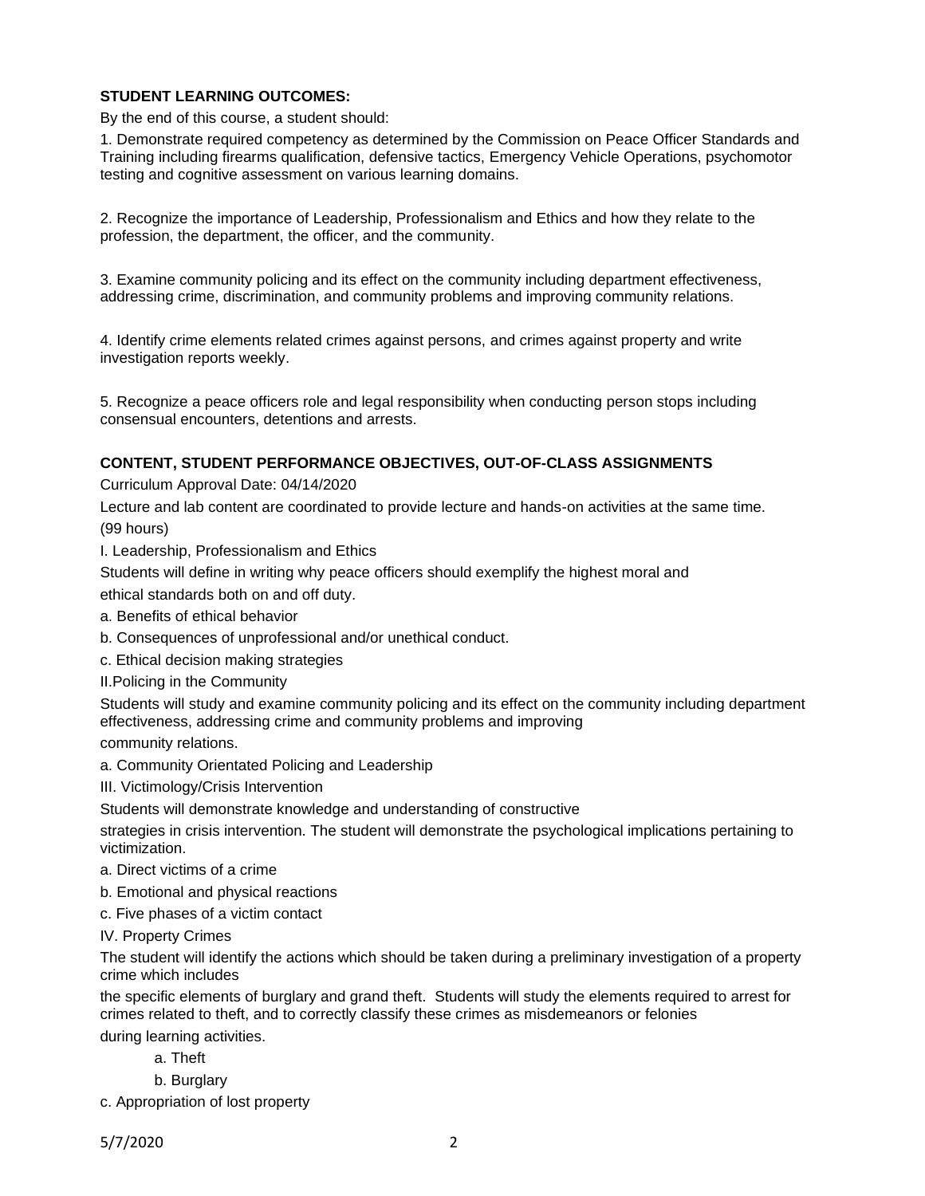**STUDENT LEARNING OUTCOMES:**

By the end of this course, a student should:

1. Demonstrate required competency as determined by the Commission on Peace Officer Standards and Training including firearms qualification, defensive tactics, Emergency Vehicle Operations, psychomotor testing and cognitive assessment on various learning domains.

2. Recognize the importance of Leadership, Professionalism and Ethics and how they relate to the profession, the department, the officer, and the community.

3. Examine community policing and its effect on the community including department effectiveness, addressing crime, discrimination, and community problems and improving community relations.

4. Identify crime elements related crimes against persons, and crimes against property and write investigation reports weekly.

5. Recognize a peace officers role and legal responsibility when conducting person stops including consensual encounters, detentions and arrests.

**CONTENT, STUDENT PERFORMANCE OBJECTIVES, OUT-OF-CLASS ASSIGNMENTS**

Curriculum Approval Date: 04/14/2020

Lecture and lab content are coordinated to provide lecture and hands-on activities at the same time. (99 hours)

I. Leadership, Professionalism and Ethics

Students will define in writing why peace officers should exemplify the highest moral and ethical standards both on and off duty.

a. Benefits of ethical behavior

b. Consequences of unprofessional and/or unethical conduct.

c. Ethical decision making strategies

II.Policing in the Community

Students will study and examine community policing and its effect on the community including department effectiveness, addressing crime and community problems and improving community relations.

a. Community Orientated Policing and Leadership

III. Victimology/Crisis Intervention

Students will demonstrate knowledge and understanding of constructive strategies in crisis intervention. The student will demonstrate the psychological implications pertaining to victimization.

a. Direct victims of a crime

b. Emotional and physical reactions

c. Five phases of a victim contact

IV. Property Crimes

The student will identify the actions which should be taken during a preliminary investigation of a property crime which includes the specific elements of burglary and grand theft. Students will study the elements required to arrest for crimes related to theft, and to correctly classify these crimes as misdemeanors or felonies during learning activities.

a. Theft

b. Burglary

c. Appropriation of lost property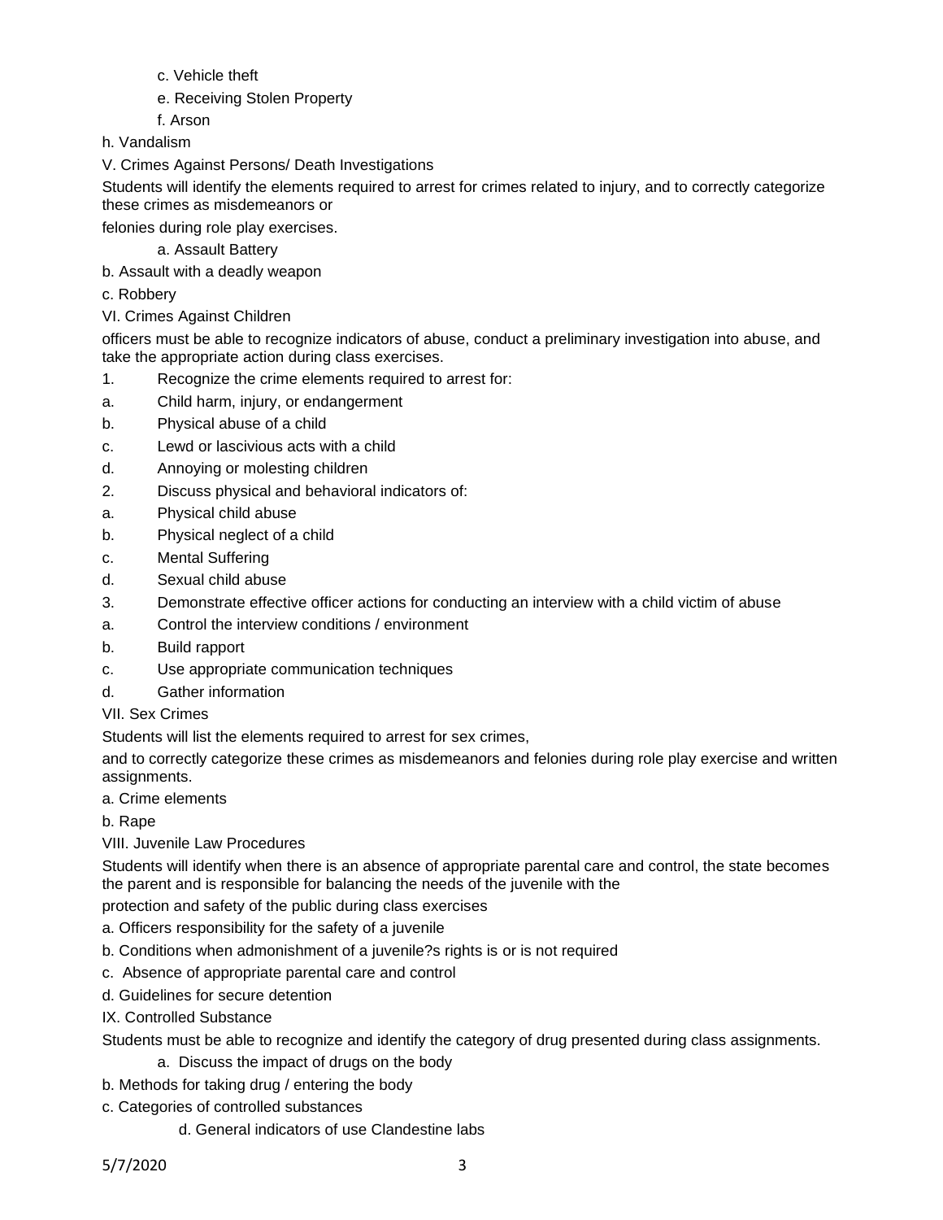c. Vehicle theft

e. Receiving Stolen Property

f. Arson

h. Vandalism

V. Crimes Against Persons/ Death Investigations

Students will identify the elements required to arrest for crimes related to injury, and to correctly categorize these crimes as misdemeanors or

felonies during role play exercises.

a. Assault Battery

b. Assault with a deadly weapon

c. Robbery

VI. Crimes Against Children

officers must be able to recognize indicators of abuse, conduct a preliminary investigation into abuse, and take the appropriate action during class exercises.

1. Recognize the crime elements required to arrest for:
   a. Child harm, injury, or endangerment
   b. Physical abuse of a child
   c. Lewd or lascivious acts with a child
   d. Annoying or molesting children
2. Discuss physical and behavioral indicators of:
   a. Physical child abuse
   b. Physical neglect of a child
   c. Mental Suffering
   d. Sexual child abuse
3. Demonstrate effective officer actions for conducting an interview with a child victim of abuse
   a. Control the interview conditions / environment
   b. Build rapport
   c. Use appropriate communication techniques
   d. Gather information

VII. Sex Crimes

Students will list the elements required to arrest for sex crimes,

and to correctly categorize these crimes as misdemeanors and felonies during role play exercise and written assignments.

a. Crime elements

b. Rape

VIII. Juvenile Law Procedures

Students will identify when there is an absence of appropriate parental care and control, the state becomes the parent and is responsible for balancing the needs of the juvenile with the

protection and safety of the public during class exercises

a. Officers responsibility for the safety of a juvenile

b. Conditions when admonishment of a juvenile?s rights is or is not required

c. Absence of appropriate parental care and control

d. Guidelines for secure detention

IX. Controlled Substance

Students must be able to recognize and identify the category of drug presented during class assignments.

a. Discuss the impact of drugs on the body

b. Methods for taking drug / entering the body

c. Categories of controlled substances

d. General indicators of use Clandestine labs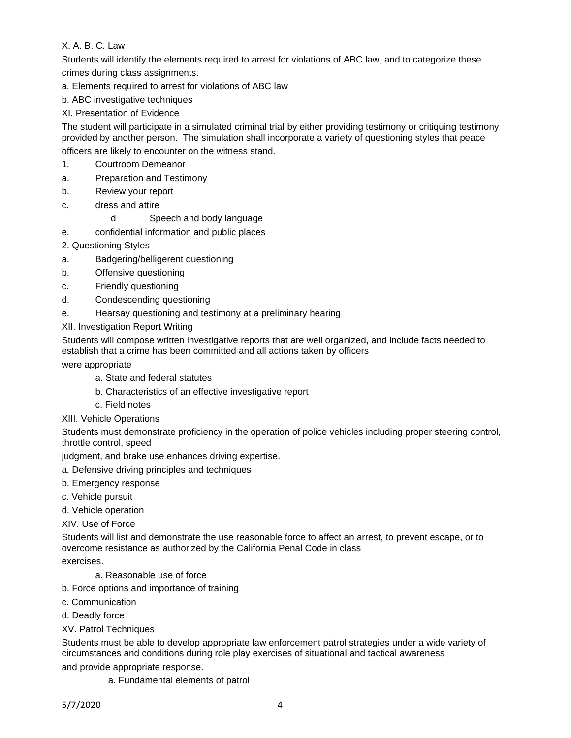X. A. B. C. Law

Students will identify the elements required to arrest for violations of ABC law, and to categorize these crimes during class assignments.

a. Elements required to arrest for violations of ABC law

b. ABC investigative techniques

XI. Presentation of Evidence

The student will participate in a simulated criminal trial by either providing testimony or critiquing testimony provided by another person. The simulation shall incorporate a variety of questioning styles that peace officers are likely to encounter on the witness stand.

1. Courtroom Demeanor

a. Preparation and Testimony

b. Review your report

c. dress and attire

d Speech and body language

e. confidential information and public places

2. Questioning Styles

a. Badgering/belligerent questioning

b. Offensive questioning

c. Friendly questioning

d. Condescending questioning

e. Hearsay questioning and testimony at a preliminary hearing

XII. Investigation Report Writing

Students will compose written investigative reports that are well organized, and include facts needed to establish that a crime has been committed and all actions taken by officers were appropriate

a. State and federal statutes

b. Characteristics of an effective investigative report

c. Field notes

XIII. Vehicle Operations

Students must demonstrate proficiency in the operation of police vehicles including proper steering control, throttle control, speed judgment, and brake use enhances driving expertise.

a. Defensive driving principles and techniques

b. Emergency response

c. Vehicle pursuit

d. Vehicle operation

XIV. Use of Force

Students will list and demonstrate the use reasonable force to affect an arrest, to prevent escape, or to overcome resistance as authorized by the California Penal Code in class exercises.

a. Reasonable use of force

b. Force options and importance of training

c. Communication

d. Deadly force

XV. Patrol Techniques

Students must be able to develop appropriate law enforcement patrol strategies under a wide variety of circumstances and conditions during role play exercises of situational and tactical awareness and provide appropriate response.

a. Fundamental elements of patrol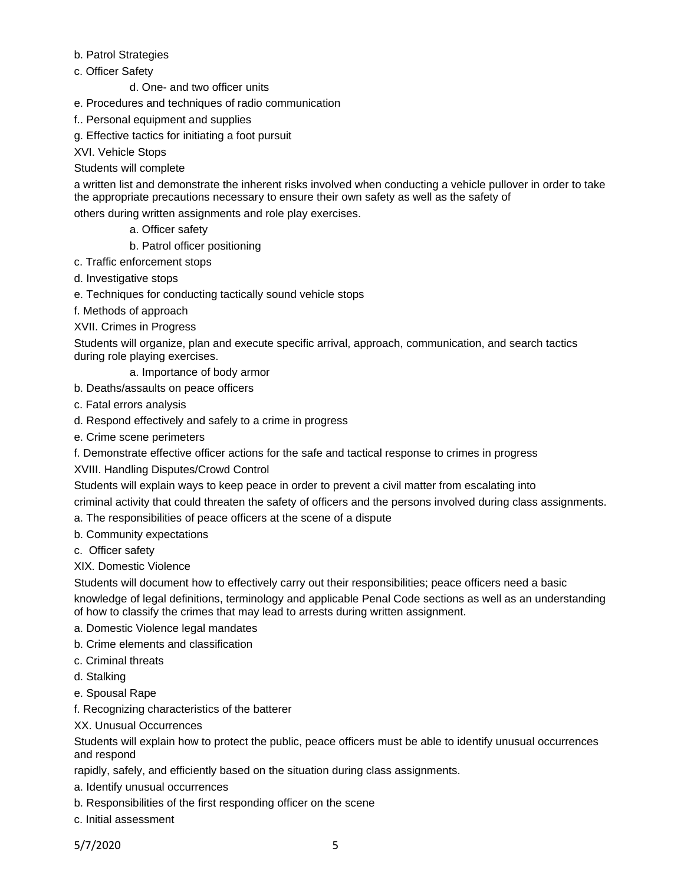b. Patrol Strategies

c. Officer Safety

d. One- and two officer units

e. Procedures and techniques of radio communication

f.. Personal equipment and supplies

g. Effective tactics for initiating a foot pursuit

XVI. Vehicle Stops

Students will complete

a written list and demonstrate the inherent risks involved when conducting a vehicle pullover in order to take the appropriate precautions necessary to ensure their own safety as well as the safety of

others during written assignments and role play exercises.

a. Officer safety

b. Patrol officer positioning

c. Traffic enforcement stops

d. Investigative stops

e. Techniques for conducting tactically sound vehicle stops

f. Methods of approach

XVII. Crimes in Progress

Students will organize, plan and execute specific arrival, approach, communication, and search tactics during role playing exercises.

a. Importance of body armor

b. Deaths/assaults on peace officers

c. Fatal errors analysis

d. Respond effectively and safely to a crime in progress

e. Crime scene perimeters

f. Demonstrate effective officer actions for the safe and tactical response to crimes in progress

XVIII. Handling Disputes/Crowd Control

Students will explain ways to keep peace in order to prevent a civil matter from escalating into

criminal activity that could threaten the safety of officers and the persons involved during class assignments.

a. The responsibilities of peace officers at the scene of a dispute

b. Community expectations

c. Officer safety

XIX. Domestic Violence

Students will document how to effectively carry out their responsibilities; peace officers need a basic

knowledge of legal definitions, terminology and applicable Penal Code sections as well as an understanding of how to classify the crimes that may lead to arrests during written assignment.

a. Domestic Violence legal mandates

b. Crime elements and classification

c. Criminal threats

d. Stalking

e. Spousal Rape

f. Recognizing characteristics of the batterer

XX. Unusual Occurrences

Students will explain how to protect the public, peace officers must be able to identify unusual occurrences and respond

rapidly, safely, and efficiently based on the situation during class assignments.

a. Identify unusual occurrences

b. Responsibilities of the first responding officer on the scene

c. Initial assessment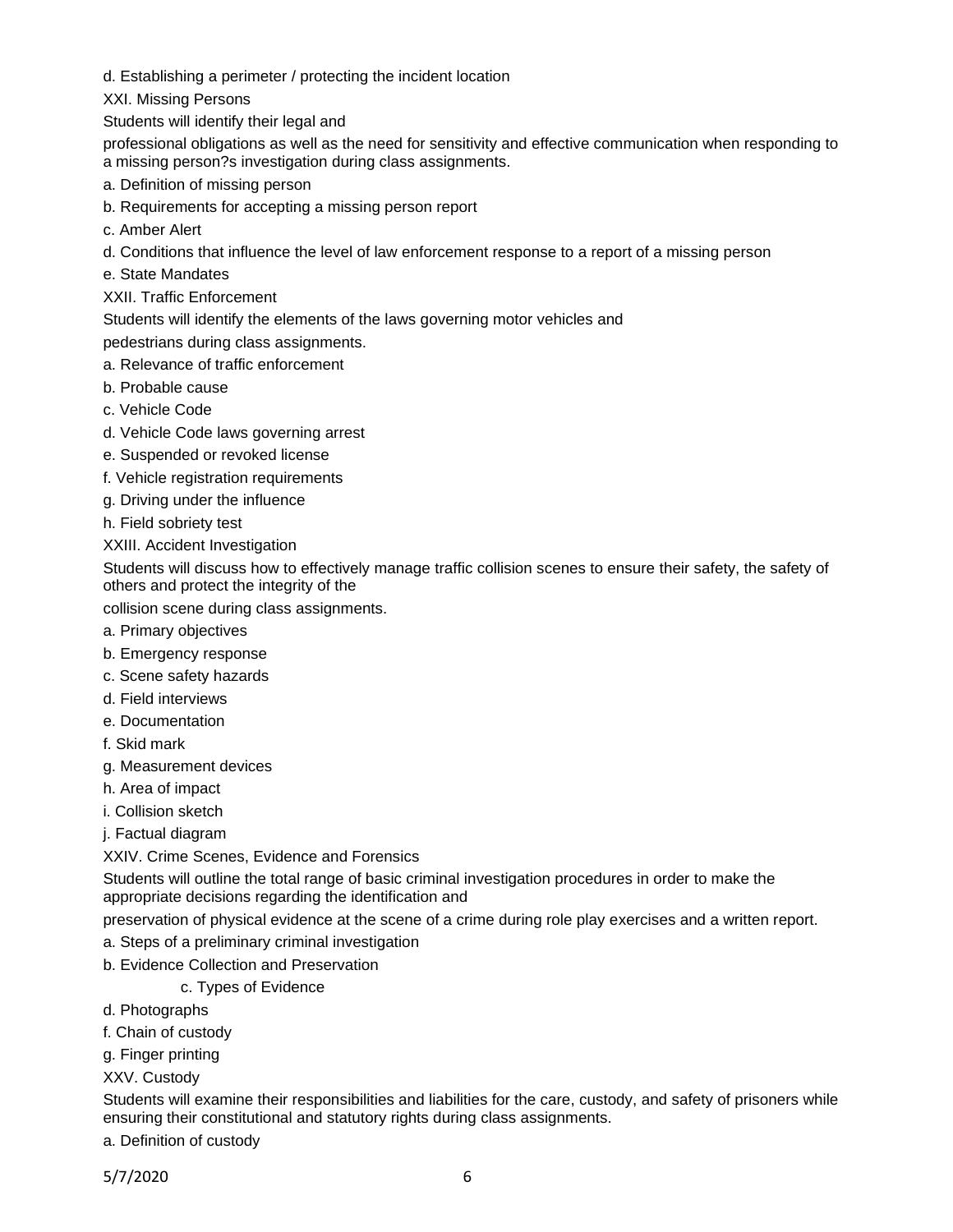d. Establishing a perimeter / protecting the incident location

XXI. Missing Persons

Students will identify their legal and

professional obligations as well as the need for sensitivity and effective communication when responding to a missing person?s investigation during class assignments.

a. Definition of missing person

b. Requirements for accepting a missing person report

c. Amber Alert

d. Conditions that influence the level of law enforcement response to a report of a missing person

e. State Mandates

XXII. Traffic Enforcement

Students will identify the elements of the laws governing motor vehicles and

pedestrians during class assignments.

a. Relevance of traffic enforcement

b. Probable cause

c. Vehicle Code

d. Vehicle Code laws governing arrest

e. Suspended or revoked license

f. Vehicle registration requirements

g. Driving under the influence

h. Field sobriety test

XXIII. Accident Investigation

Students will discuss how to effectively manage traffic collision scenes to ensure their safety, the safety of others and protect the integrity of the

collision scene during class assignments.

a. Primary objectives

b. Emergency response

c. Scene safety hazards

d. Field interviews

e. Documentation

f. Skid mark

g. Measurement devices

h. Area of impact

i. Collision sketch

j. Factual diagram

XXIV. Crime Scenes, Evidence and Forensics

Students will outline the total range of basic criminal investigation procedures in order to make the appropriate decisions regarding the identification and

preservation of physical evidence at the scene of a crime during role play exercises and a written report.

a. Steps of a preliminary criminal investigation

b. Evidence Collection and Preservation

c. Types of Evidence

d. Photographs

f. Chain of custody

g. Finger printing

XXV. Custody

Students will examine their responsibilities and liabilities for the care, custody, and safety of prisoners while ensuring their constitutional and statutory rights during class assignments.

a. Definition of custody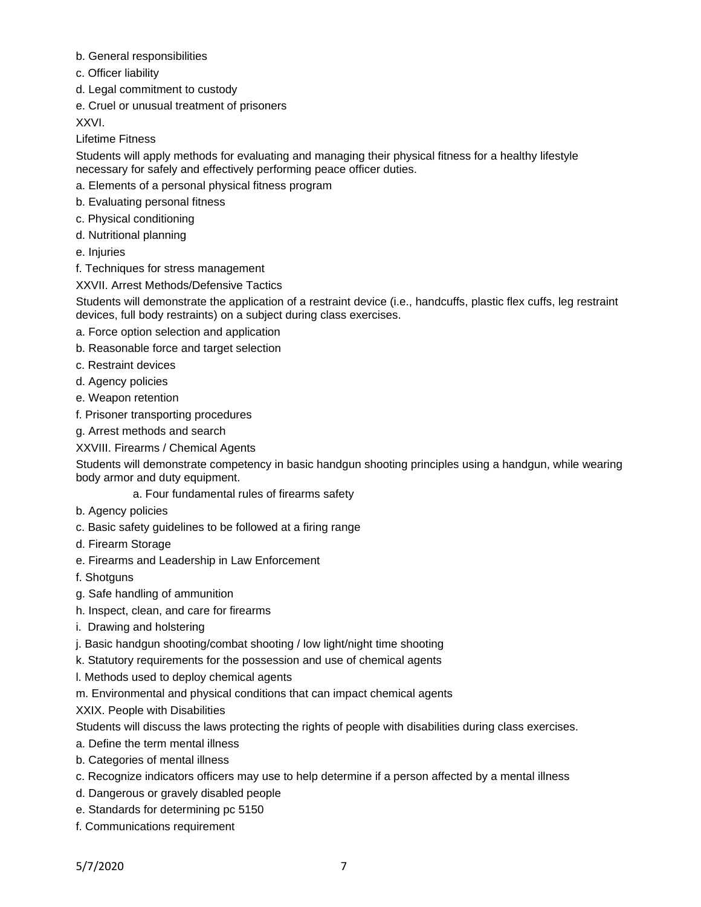b. General responsibilities

c. Officer liability

d. Legal commitment to custody

e. Cruel or unusual treatment of prisoners

XXVI.

Lifetime Fitness

Students will apply methods for evaluating and managing their physical fitness for a healthy lifestyle necessary for safely and effectively performing peace officer duties.

a. Elements of a personal physical fitness program

b. Evaluating personal fitness

c. Physical conditioning

d. Nutritional planning

e. Injuries

f. Techniques for stress management

XXVII. Arrest Methods/Defensive Tactics

Students will demonstrate the application of a restraint device (i.e., handcuffs, plastic flex cuffs, leg restraint devices, full body restraints) on a subject during class exercises.

a. Force option selection and application

b. Reasonable force and target selection

c. Restraint devices

d. Agency policies

e. Weapon retention

f. Prisoner transporting procedures

g. Arrest methods and search

XXVIII. Firearms / Chemical Agents

Students will demonstrate competency in basic handgun shooting principles using a handgun, while wearing body armor and duty equipment.

a. Four fundamental rules of firearms safety

b. Agency policies

c. Basic safety guidelines to be followed at a firing range

d. Firearm Storage

e. Firearms and Leadership in Law Enforcement

f. Shotguns

g. Safe handling of ammunition

h. Inspect, clean, and care for firearms

i. Drawing and holstering

j. Basic handgun shooting/combat shooting / low light/night time shooting

k. Statutory requirements for the possession and use of chemical agents

l. Methods used to deploy chemical agents

m. Environmental and physical conditions that can impact chemical agents

XXIX. People with Disabilities

Students will discuss the laws protecting the rights of people with disabilities during class exercises.

a. Define the term mental illness

b. Categories of mental illness

c. Recognize indicators officers may use to help determine if a person affected by a mental illness

d. Dangerous or gravely disabled people

e. Standards for determining pc 5150

f. Communications requirement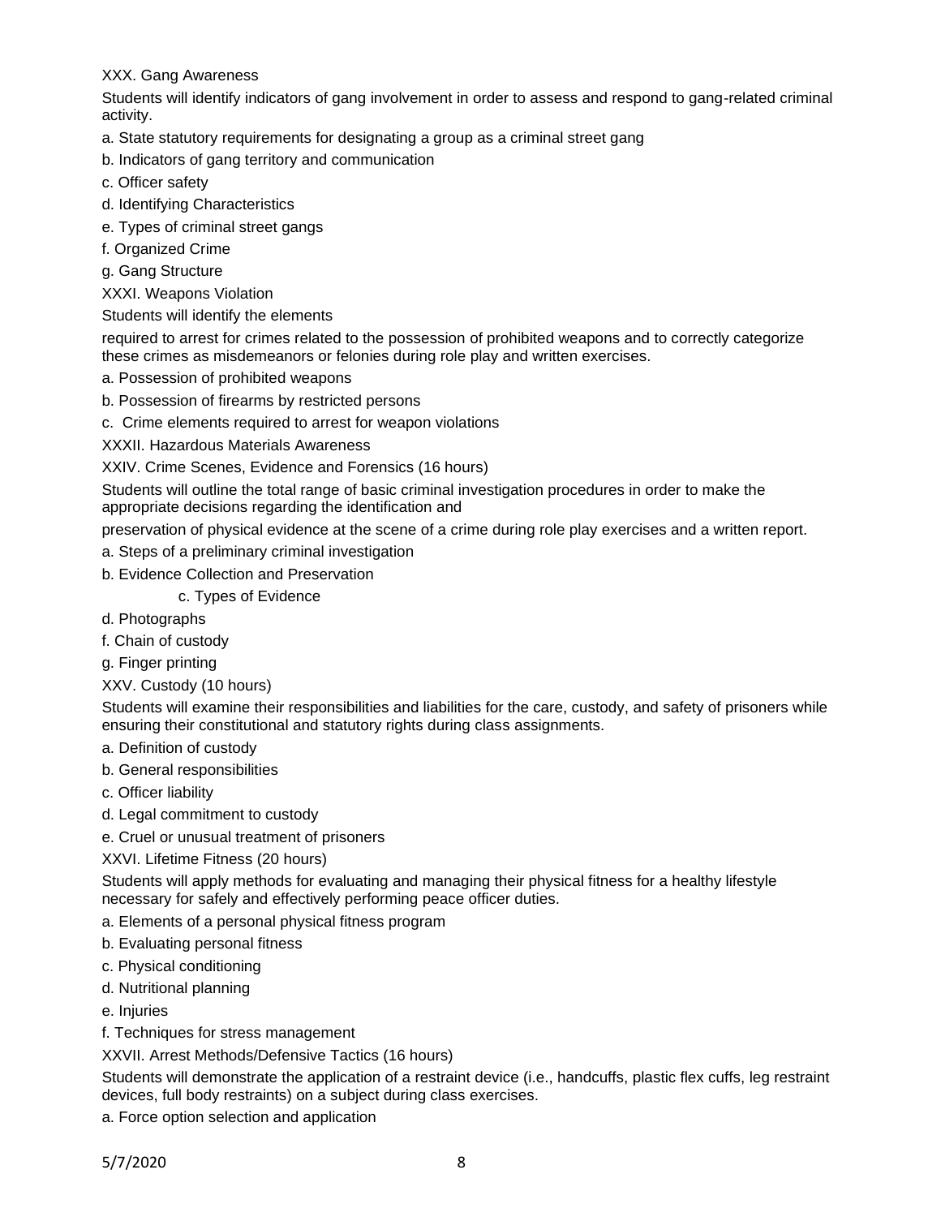XXX. Gang Awareness

Students will identify indicators of gang involvement in order to assess and respond to gang-related criminal activity.

a. State statutory requirements for designating a group as a criminal street gang

b. Indicators of gang territory and communication

c. Officer safety

d. Identifying Characteristics

e. Types of criminal street gangs

f. Organized Crime

g. Gang Structure

XXXI. Weapons Violation

Students will identify the elements

required to arrest for crimes related to the possession of prohibited weapons and to correctly categorize these crimes as misdemeanors or felonies during role play and written exercises.

a. Possession of prohibited weapons

b. Possession of firearms by restricted persons

c. Crime elements required to arrest for weapon violations

XXXII. Hazardous Materials Awareness

XXIV. Crime Scenes, Evidence and Forensics (16 hours)

Students will outline the total range of basic criminal investigation procedures in order to make the appropriate decisions regarding the identification and

preservation of physical evidence at the scene of a crime during role play exercises and a written report.

a. Steps of a preliminary criminal investigation

b. Evidence Collection and Preservation

c. Types of Evidence

d. Photographs

f. Chain of custody

g. Finger printing

XXV. Custody (10 hours)

Students will examine their responsibilities and liabilities for the care, custody, and safety of prisoners while ensuring their constitutional and statutory rights during class assignments.

a. Definition of custody

b. General responsibilities

c. Officer liability

d. Legal commitment to custody

e. Cruel or unusual treatment of prisoners

XXVI. Lifetime Fitness (20 hours)

Students will apply methods for evaluating and managing their physical fitness for a healthy lifestyle necessary for safely and effectively performing peace officer duties.

a. Elements of a personal physical fitness program

b. Evaluating personal fitness

c. Physical conditioning

d. Nutritional planning

e. Injuries

f. Techniques for stress management

XXVII. Arrest Methods/Defensive Tactics (16 hours)

Students will demonstrate the application of a restraint device (i.e., handcuffs, plastic flex cuffs, leg restraint devices, full body restraints) on a subject during class exercises.

a. Force option selection and application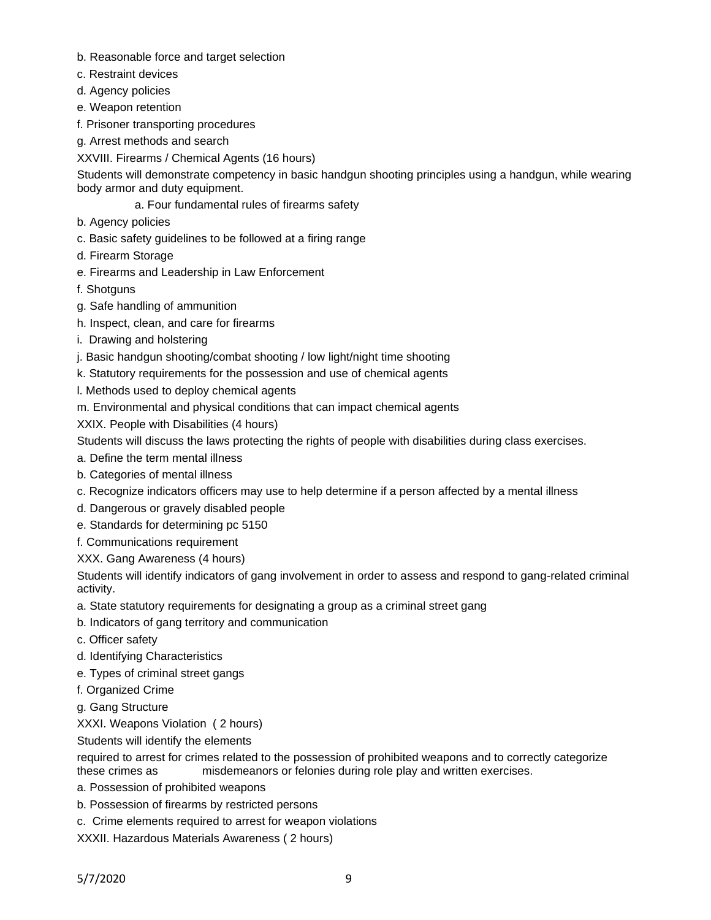b. Reasonable force and target selection

c. Restraint devices

d. Agency policies

e. Weapon retention

f. Prisoner transporting procedures

g. Arrest methods and search

XXVIII. Firearms / Chemical Agents (16 hours)

Students will demonstrate competency in basic handgun shooting principles using a handgun, while wearing body armor and duty equipment.

a. Four fundamental rules of firearms safety

b. Agency policies

c. Basic safety guidelines to be followed at a firing range

d. Firearm Storage

e. Firearms and Leadership in Law Enforcement

f. Shotguns

g. Safe handling of ammunition

h. Inspect, clean, and care for firearms

i. Drawing and holstering

j. Basic handgun shooting/combat shooting / low light/night time shooting

k. Statutory requirements for the possession and use of chemical agents

l. Methods used to deploy chemical agents

m. Environmental and physical conditions that can impact chemical agents

XXIX. People with Disabilities (4 hours)

Students will discuss the laws protecting the rights of people with disabilities during class exercises.

a. Define the term mental illness

b. Categories of mental illness

c. Recognize indicators officers may use to help determine if a person affected by a mental illness

d. Dangerous or gravely disabled people

e. Standards for determining pc 5150

f. Communications requirement

XXX. Gang Awareness (4 hours)

Students will identify indicators of gang involvement in order to assess and respond to gang-related criminal activity.

a. State statutory requirements for designating a group as a criminal street gang

b. Indicators of gang territory and communication

c. Officer safety

d. Identifying Characteristics

e. Types of criminal street gangs

f. Organized Crime

g. Gang Structure

XXXI. Weapons Violation ( 2 hours)

Students will identify the elements

required to arrest for crimes related to the possession of prohibited weapons and to correctly categorize these crimes as misdemeanors or felonies during role play and written exercises.

a. Possession of prohibited weapons

b. Possession of firearms by restricted persons

c. Crime elements required to arrest for weapon violations

XXXII. Hazardous Materials Awareness ( 2 hours)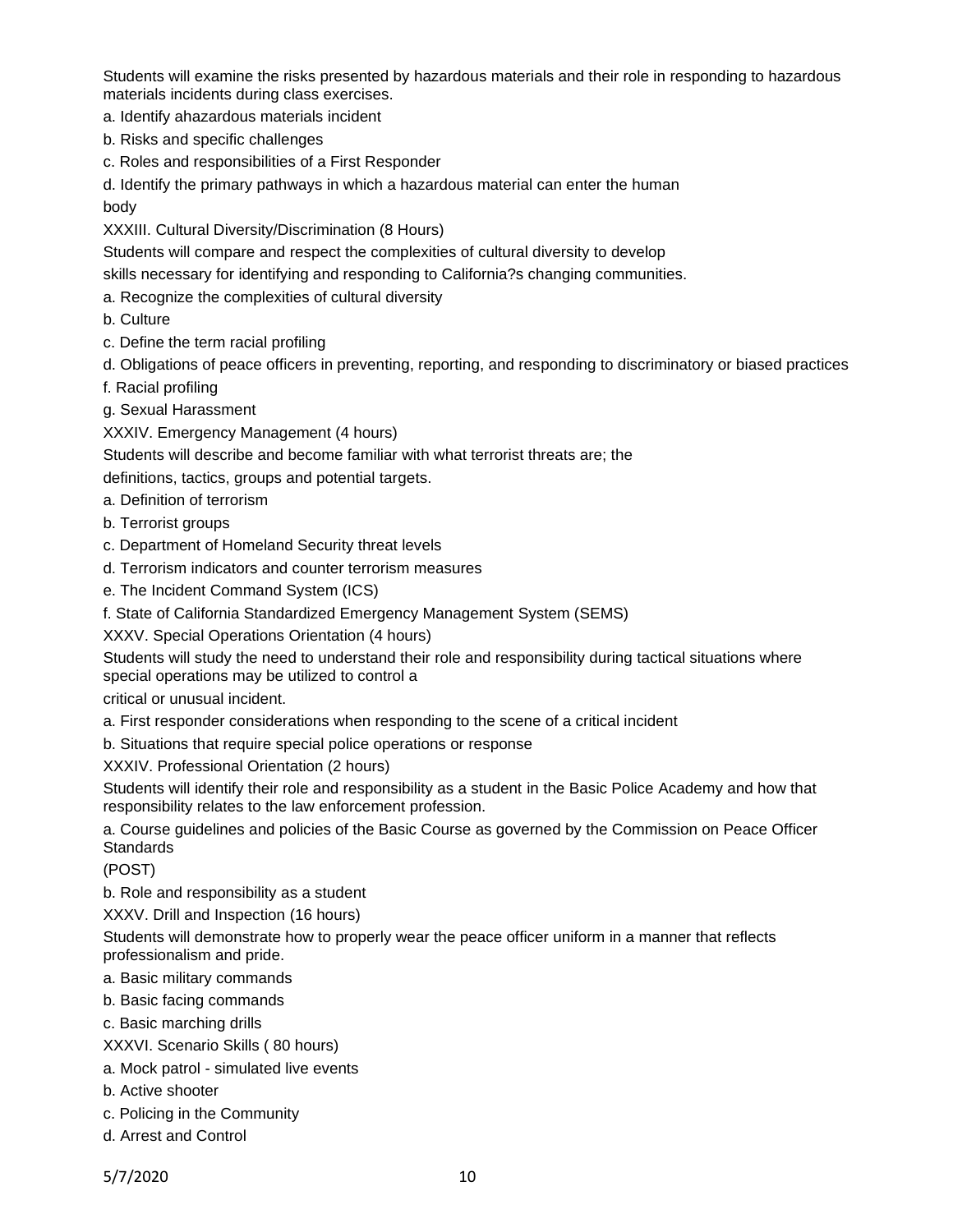Students will examine the risks presented by hazardous materials and their role in responding to hazardous materials incidents during class exercises.

a. Identify ahazardous materials incident

b. Risks and specific challenges

c. Roles and responsibilities of a First Responder

d. Identify the primary pathways in which a hazardous material can enter the human body

XXXIII. Cultural Diversity/Discrimination (8 Hours)

Students will compare and respect the complexities of cultural diversity to develop skills necessary for identifying and responding to California?s changing communities.

a. Recognize the complexities of cultural diversity

b. Culture

c. Define the term racial profiling

d. Obligations of peace officers in preventing, reporting, and responding to discriminatory or biased practices

f. Racial profiling

g. Sexual Harassment

XXXIV. Emergency Management (4 hours)

Students will describe and become familiar with what terrorist threats are; the definitions, tactics, groups and potential targets.

a. Definition of terrorism

b. Terrorist groups

c. Department of Homeland Security threat levels

d. Terrorism indicators and counter terrorism measures

e. The Incident Command System (ICS)

f. State of California Standardized Emergency Management System (SEMS)

XXXV. Special Operations Orientation (4 hours)

Students will study the need to understand their role and responsibility during tactical situations where special operations may be utilized to control a critical or unusual incident.

a. First responder considerations when responding to the scene of a critical incident

b. Situations that require special police operations or response

XXXIV. Professional Orientation (2 hours)

Students will identify their role and responsibility as a student in the Basic Police Academy and how that responsibility relates to the law enforcement profession.

a. Course guidelines and policies of the Basic Course as governed by the Commission on Peace Officer Standards (POST)

b. Role and responsibility as a student

XXXV. Drill and Inspection (16 hours)

Students will demonstrate how to properly wear the peace officer uniform in a manner that reflects professionalism and pride.

a. Basic military commands

b. Basic facing commands

c. Basic marching drills

XXXVI. Scenario Skills ( 80 hours)

a. Mock patrol - simulated live events

b. Active shooter

c. Policing in the Community

d. Arrest and Control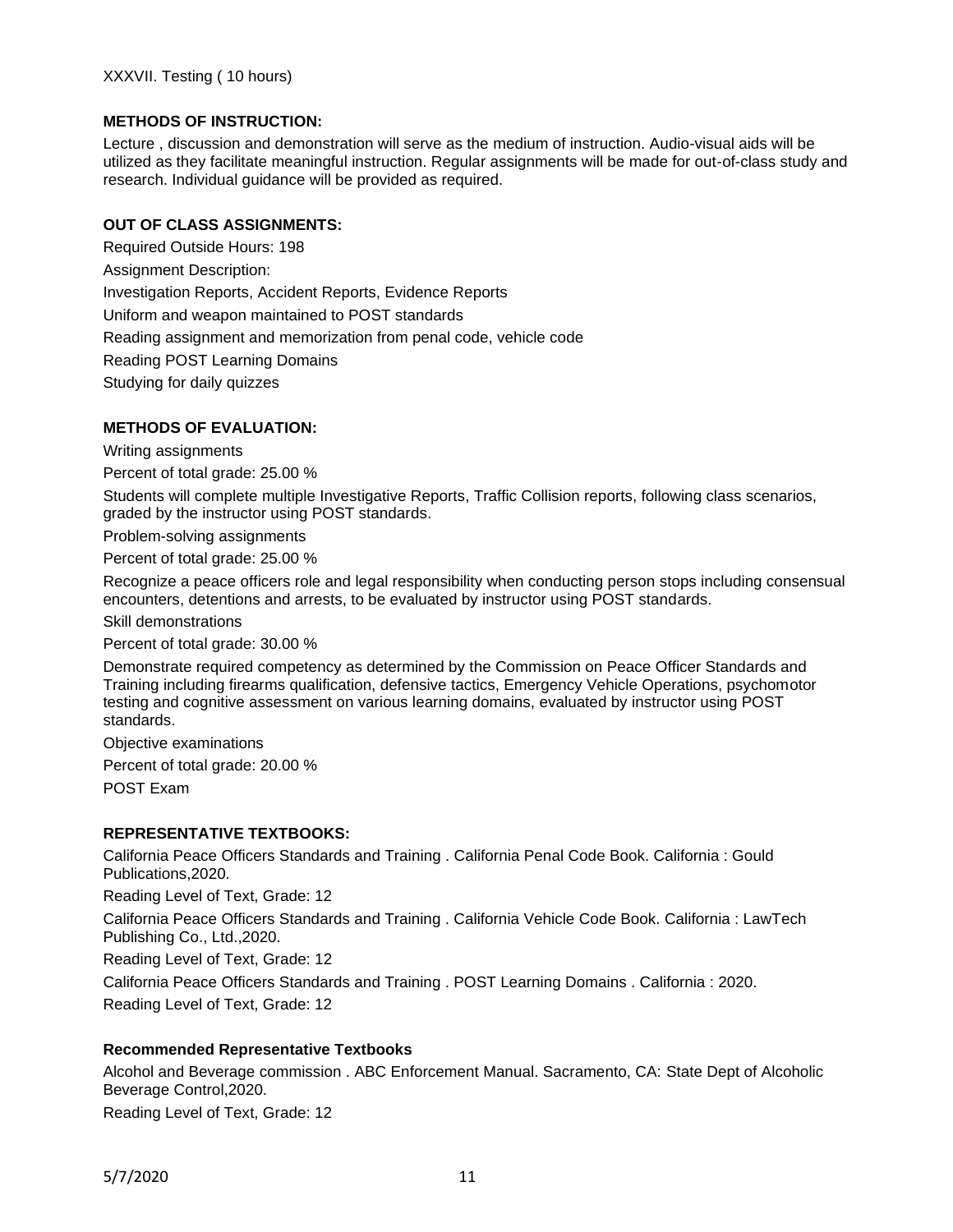XXXVII. Testing ( 10 hours)

**METHODS OF INSTRUCTION:**

Lecture , discussion and demonstration will serve as the medium of instruction. Audio-visual aids will be utilized as they facilitate meaningful instruction. Regular assignments will be made for out-of-class study and research. Individual guidance will be provided as required.

**OUT OF CLASS ASSIGNMENTS:**

Required Outside Hours: 198

Assignment Description:

Investigation Reports, Accident Reports, Evidence Reports

Uniform and weapon maintained to POST standards

Reading assignment and memorization from penal code, vehicle code

Reading POST Learning Domains

Studying for daily quizzes

**METHODS OF EVALUATION:**

Writing assignments

Percent of total grade: 25.00 %

Students will complete multiple Investigative Reports, Traffic Collision reports, following class scenarios, graded by the instructor using POST standards.

Problem-solving assignments

Percent of total grade: 25.00 %

Recognize a peace officers role and legal responsibility when conducting person stops including consensual encounters, detentions and arrests, to be evaluated by instructor using POST standards.

Skill demonstrations

Percent of total grade: 30.00 %

Demonstrate required competency as determined by the Commission on Peace Officer Standards and Training including firearms qualification, defensive tactics, Emergency Vehicle Operations, psychomotor testing and cognitive assessment on various learning domains, evaluated by instructor using POST standards.

Objective examinations

Percent of total grade: 20.00 %

POST Exam

**REPRESENTATIVE TEXTBOOKS:**

California Peace Officers Standards and Training . California Penal Code Book. California : Gould Publications,2020.

Reading Level of Text, Grade: 12

California Peace Officers Standards and Training . California Vehicle Code Book. California : LawTech Publishing Co., Ltd.,2020.

Reading Level of Text, Grade: 12

California Peace Officers Standards and Training . POST Learning Domains . California : 2020.

Reading Level of Text, Grade: 12

**Recommended Representative Textbooks**

Alcohol and Beverage commission . ABC Enforcement Manual. Sacramento, CA: State Dept of Alcoholic Beverage Control,2020.

Reading Level of Text, Grade: 12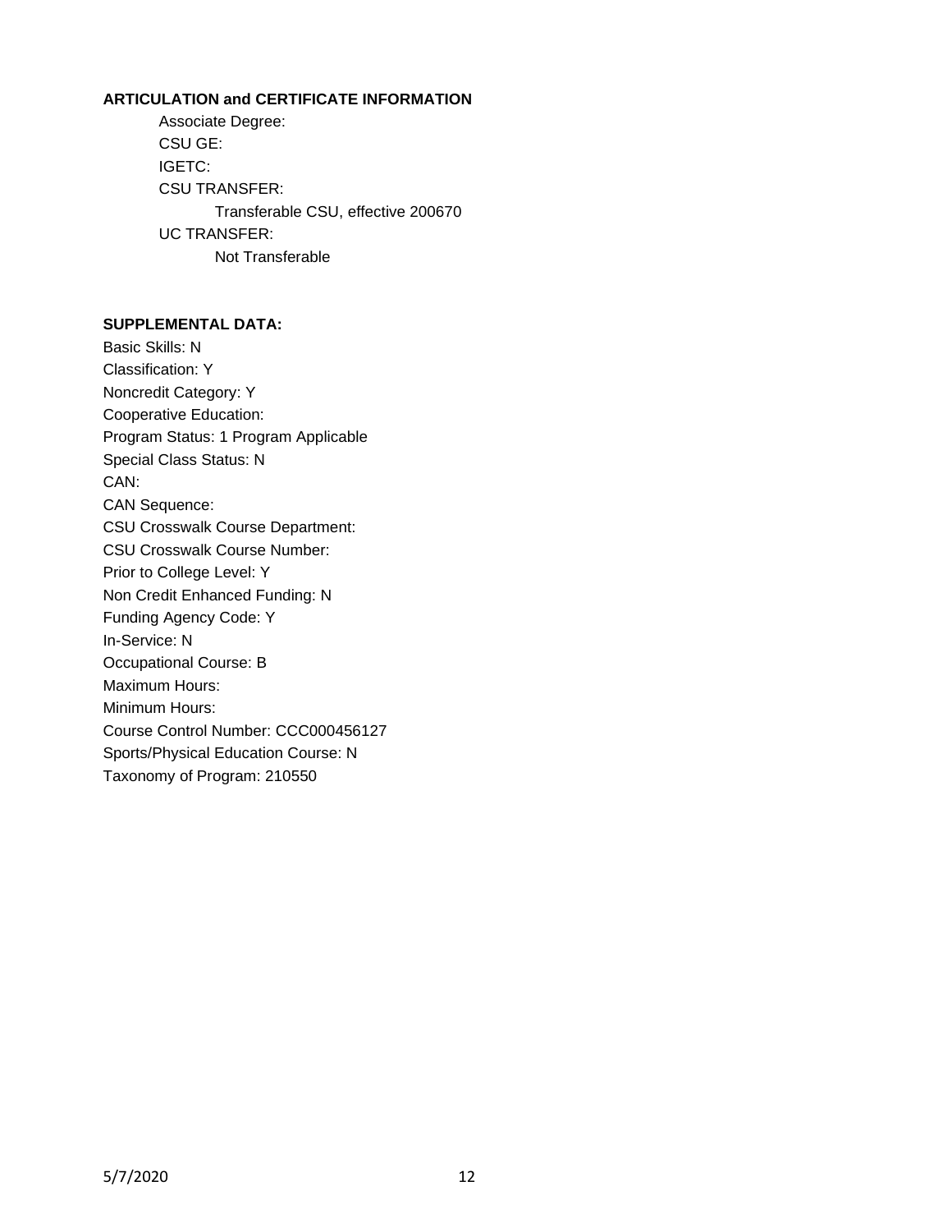**ARTICULATION and CERTIFICATE INFORMATION**

Associate Degree:

CSU GE:

IGETC:

CSU TRANSFER:

Transferable CSU, effective 200670

UC TRANSFER:

Not Transferable

**SUPPLEMENTAL DATA:**

Basic Skills: N

Classification: Y

Noncredit Category: Y

Cooperative Education:

Program Status: 1 Program Applicable

Special Class Status: N

CAN:

CAN Sequence:

CSU Crosswalk Course Department:

CSU Crosswalk Course Number:

Prior to College Level: Y

Non Credit Enhanced Funding: N

Funding Agency Code: Y

In-Service: N

Occupational Course: B

Maximum Hours:

Minimum Hours:

Course Control Number: CCC000456127

Sports/Physical Education Course: N

Taxonomy of Program: 210550